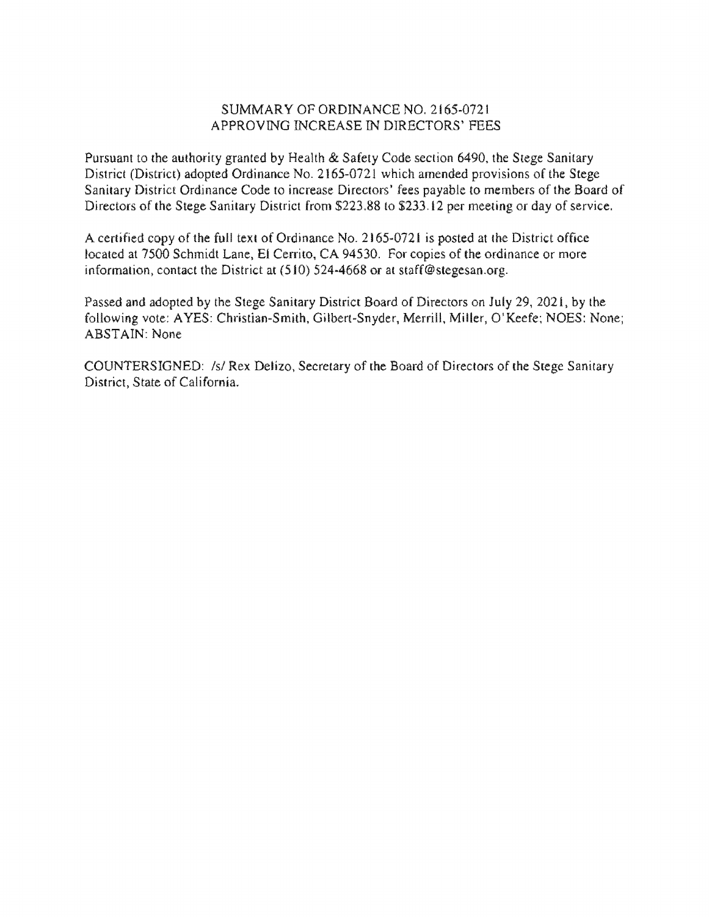# SUMMARY OF ORDINANCE NO. 2165-0721
## APPROVING INCREASE IN DIRECTORS' FEES

Pursuant to the authority granted by Health & Safety Code section 6490, the Stege Sanitary District (District) adopted Ordinance No. 2165-0721 which amended provisions of the Stege Sanitary District Ordinance Code to increase Directors' fees payable to members of the Board of Directors of the Stege Sanitary District from $223.88 to $233.12 per meeting or day of service.

A certified copy of the full text of Ordinance No. 2165-0721 is posted at the District office located at 7500 Schmidt Lane, El Cerrito, CA 94530. For copies of the ordinance or more information, contact the District at (510) 524-4668 or at staff@stegesan.org.

Passed and adopted by the Stege Sanitary District Board of Directors on July 29, 2021, by the following vote: AYES: Christian-Smith, Gilbert-Snyder, Merrill, Miller, O'Keefe; NOES: None; ABSTAIN: None

COUNTERSIGNED: /s/ Rex Delizo, Secretary of the Board of Directors of the Stege Sanitary District, State of California.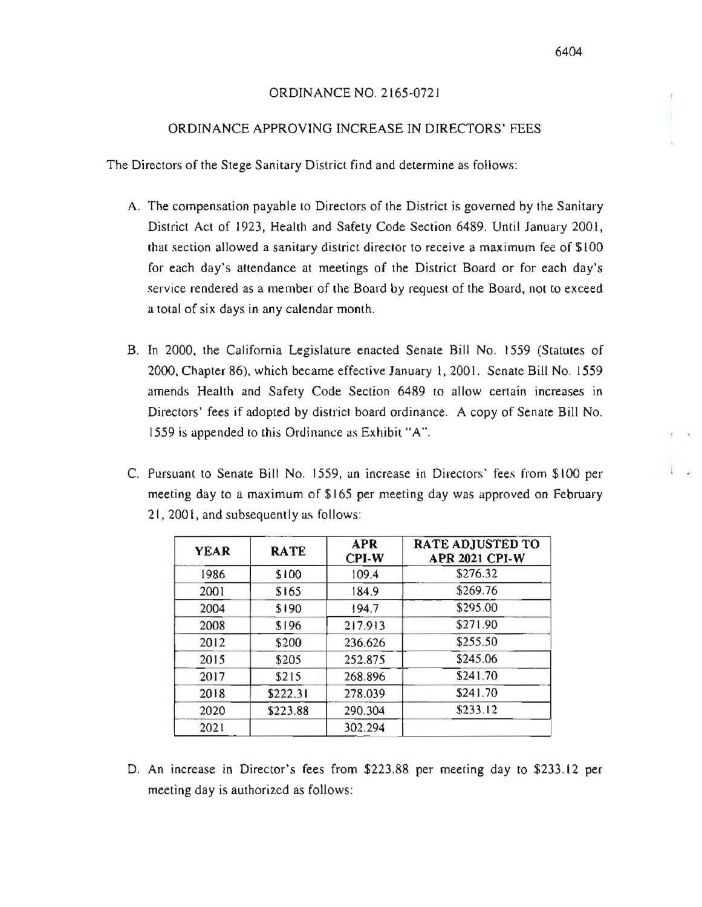# ORDINANCE NO. 2165-0721

## ORDINANCE APPROVING INCREASE IN DIRECTORS' FEES

The Directors of the Stege Sanitary District find and determine as follows:

A. The compensation payable to Directors of the District is governed by the Sanitary District Act of 1923, Health and Safety Code Section 6489. Until January 2001, that section allowed a sanitary district director to receive a maximum fee of $100 for each day's attendance at meetings of the District Board or for each day's service rendered as a member of the Board by request of the Board, not to exceed a total of six days in any calendar month.

B. In 2000, the California Legislature enacted Senate Bill No. 1559 (Statutes of 2000, Chapter 86), which became effective January 1, 2001. Senate Bill No. 1559 amends Health and Safety Code Section 6489 to allow certain increases in Directors' fees if adopted by district board ordinance. A copy of Senate Bill No. 1559 is appended to this Ordinance as Exhibit "A".

C. Pursuant to Senate Bill No. 1559, an increase in Directors' fees from $100 per meeting day to a maximum of $165 per meeting day was approved on February 21, 2001, and subsequently as follows:

| YEAR | RATE | APR CPI-W | RATE ADJUSTED TO APR 2021 CPI-W |
|---|---|---|---|
| 1986 | $100 | 109.4 | $276.32 |
| 2001 | $165 | 184.9 | $269.76 |
| 2004 | $190 | 194.7 | $295.00 |
| 2008 | $196 | 217.913 | $271.90 |
| 2012 | $200 | 236.626 | $255.50 |
| 2015 | $205 | 252.875 | $245.06 |
| 2017 | $215 | 268.896 | $241.70 |
| 2018 | $222.31 | 278.039 | $241.70 |
| 2020 | $223.88 | 290.304 | $233.12 |
| 2021 | | 302.294 | |

D. An increase in Director's fees from $223.88 per meeting day to $233.12 per meeting day is authorized as follows: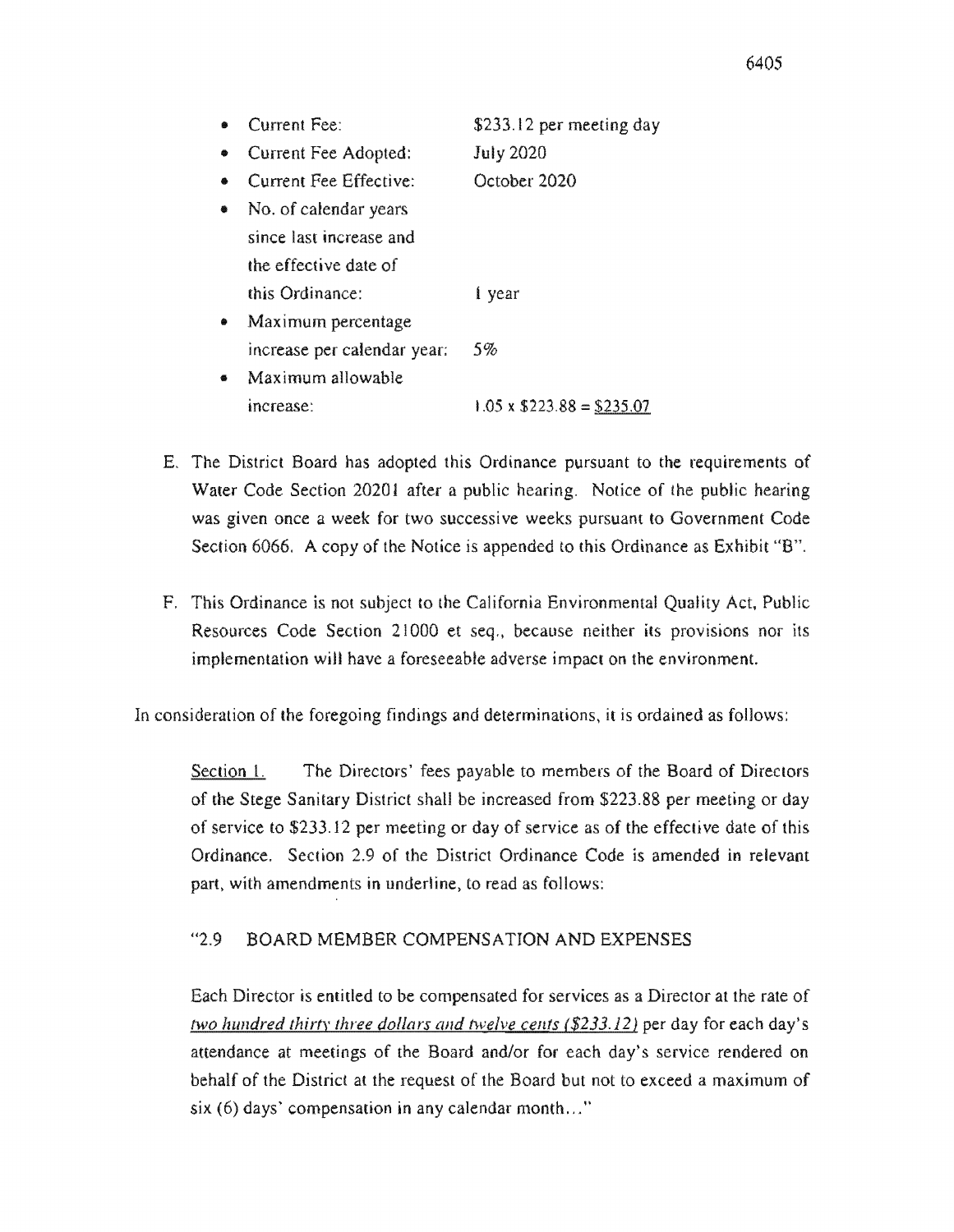- Current Fee: $233.12 per meeting day
- Current Fee Adopted: July 2020
- Current Fee Effective: October 2020
- No. of calendar years since last increase and the effective date of this Ordinance: 1 year
- Maximum percentage increase per calendar year: 5%
- Maximum allowable increase: 1.05 x $223.88 = <u>$235.07</u>

E. The District Board has adopted this Ordinance pursuant to the requirements of Water Code Section 20201 after a public hearing. Notice of the public hearing was given once a week for two successive weeks pursuant to Government Code Section 6066. A copy of the Notice is appended to this Ordinance as Exhibit "B".

F. This Ordinance is not subject to the California Environmental Quality Act, Public Resources Code Section 21000 et seq., because neither its provisions nor its implementation will have a foreseeable adverse impact on the environment.

In consideration of the foregoing findings and determinations, it is ordained as follows:

<u>Section 1.</u> The Directors' fees payable to members of the Board of Directors of the Stege Sanitary District shall be increased from $223.88 per meeting or day of service to $233.12 per meeting or day of service as of the effective date of this Ordinance. Section 2.9 of the District Ordinance Code is amended in relevant part, with amendments in underline, to read as follows:

"2.9 BOARD MEMBER COMPENSATION AND EXPENSES

Each Director is entitled to be compensated for services as a Director at the rate of <u>*two hundred thirty three dollars and twelve cents ($233.12)*</u> per day for each day's attendance at meetings of the Board and/or for each day's service rendered on behalf of the District at the request of the Board but not to exceed a maximum of six (6) days' compensation in any calendar month..."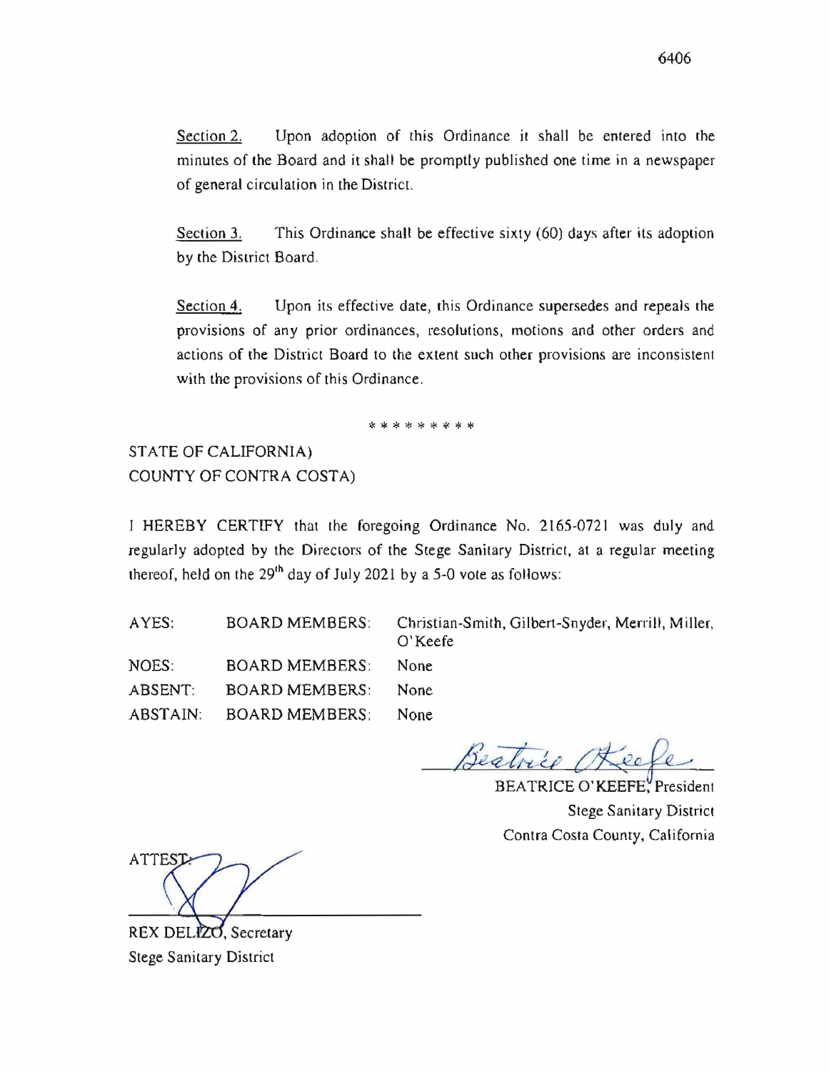Section 2. Upon adoption of this Ordinance it shall be entered into the minutes of the Board and it shall be promptly published one time in a newspaper of general circulation in the District.

Section 3. This Ordinance shall be effective sixty (60) days after its adoption by the District Board.

Section 4. Upon its effective date, this Ordinance supersedes and repeals the provisions of any prior ordinances, resolutions, motions and other orders and actions of the District Board to the extent such other provisions are inconsistent with the provisions of this Ordinance.

* * * * * * * * *

STATE OF CALIFORNIA)
COUNTY OF CONTRA COSTA)

I HEREBY CERTIFY that the foregoing Ordinance No. 2165-0721 was duly and regularly adopted by the Directors of the Stege Sanitary District, at a regular meeting thereof, held on the 29th day of July 2021 by a 5-0 vote as follows:

| | | |
|---|---|---|
| AYES: | BOARD MEMBERS: | Christian-Smith, Gilbert-Snyder, Merrill, Miller, O'Keefe |
| NOES: | BOARD MEMBERS: | None |
| ABSENT: | BOARD MEMBERS: | None |
| ABSTAIN: | BOARD MEMBERS: | None |

Beatrice O'Keefe
BEATRICE O'KEEFE, President
Stege Sanitary District
Contra Costa County, California

ATTEST:

REX DELIZO, Secretary
Stege Sanitary District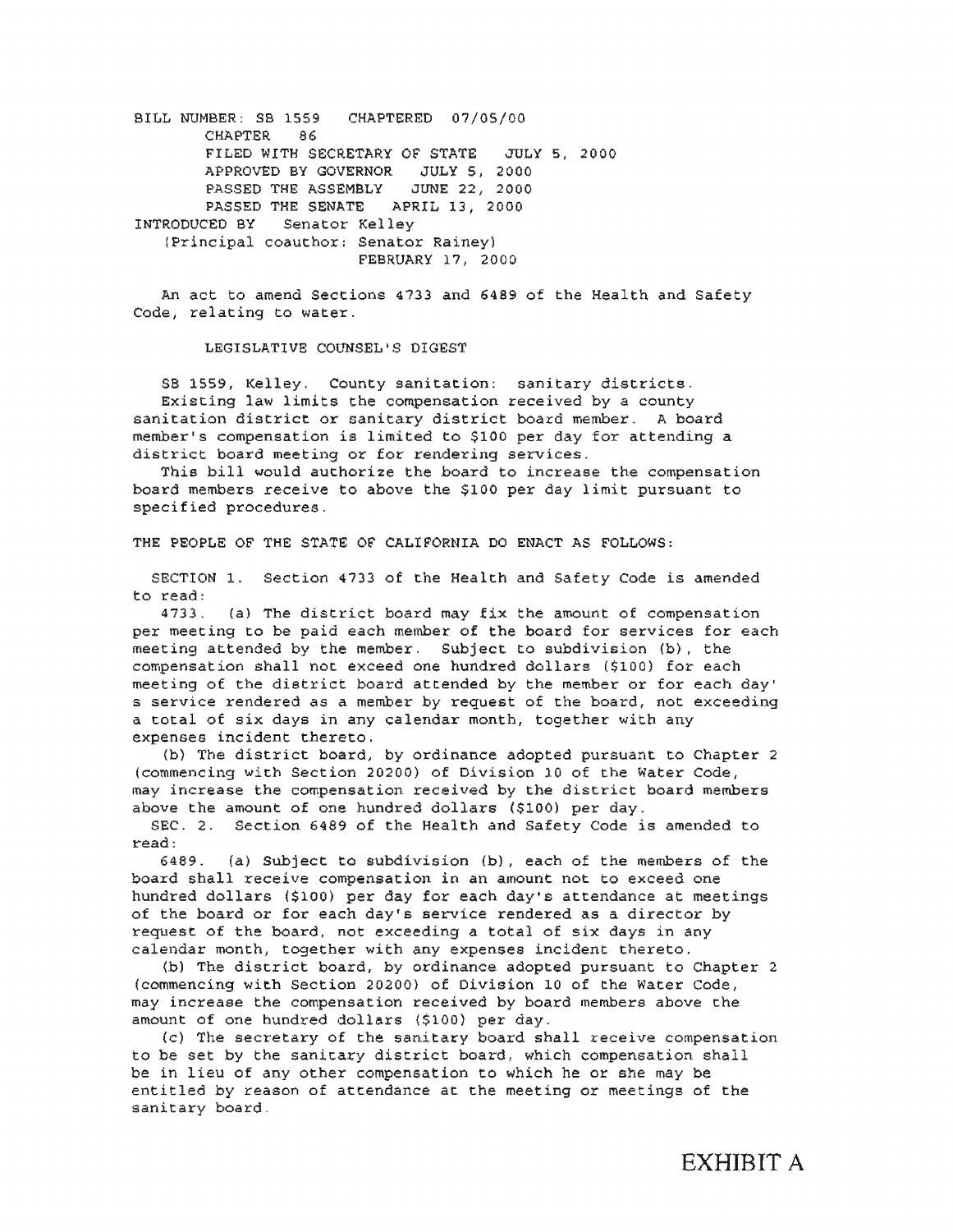BILL NUMBER: SB 1559 CHAPTERED 07/05/00

CHAPTER 86

FILED WITH SECRETARY OF STATE JULY 5, 2000

APPROVED BY GOVERNOR JULY 5, 2000

PASSED THE ASSEMBLY JUNE 22, 2000

PASSED THE SENATE APRIL 13, 2000

INTRODUCED BY Senator Kelley

(Principal coauthor: Senator Rainey)

FEBRUARY 17, 2000

An act to amend Sections 4733 and 6489 of the Health and Safety Code, relating to water.

LEGISLATIVE COUNSEL'S DIGEST

SB 1559, Kelley. County sanitation: sanitary districts.

Existing law limits the compensation received by a county sanitation district or sanitary district board member. A board member's compensation is limited to $100 per day for attending a district board meeting or for rendering services.

This bill would authorize the board to increase the compensation board members receive to above the $100 per day limit pursuant to specified procedures.

THE PEOPLE OF THE STATE OF CALIFORNIA DO ENACT AS FOLLOWS:

SECTION 1. Section 4733 of the Health and Safety Code is amended to read:

4733. (a) The district board may fix the amount of compensation per meeting to be paid each member of the board for services for each meeting attended by the member. Subject to subdivision (b), the compensation shall not exceed one hundred dollars ($100) for each meeting of the district board attended by the member or for each day's service rendered as a member by request of the board, not exceeding a total of six days in any calendar month, together with any expenses incident thereto.

(b) The district board, by ordinance adopted pursuant to Chapter 2 (commencing with Section 20200) of Division 10 of the Water Code, may increase the compensation received by the district board members above the amount of one hundred dollars ($100) per day.

SEC. 2. Section 6489 of the Health and Safety Code is amended to read:

6489. (a) Subject to subdivision (b), each of the members of the board shall receive compensation in an amount not to exceed one hundred dollars ($100) per day for each day's attendance at meetings of the board or for each day's service rendered as a director by request of the board, not exceeding a total of six days in any calendar month, together with any expenses incident thereto.

(b) The district board, by ordinance adopted pursuant to Chapter 2 (commencing with Section 20200) of Division 10 of the Water Code, may increase the compensation received by board members above the amount of one hundred dollars ($100) per day.

(c) The secretary of the sanitary board shall receive compensation to be set by the sanitary district board, which compensation shall be in lieu of any other compensation to which he or she may be entitled by reason of attendance at the meeting or meetings of the sanitary board.

EXHIBIT A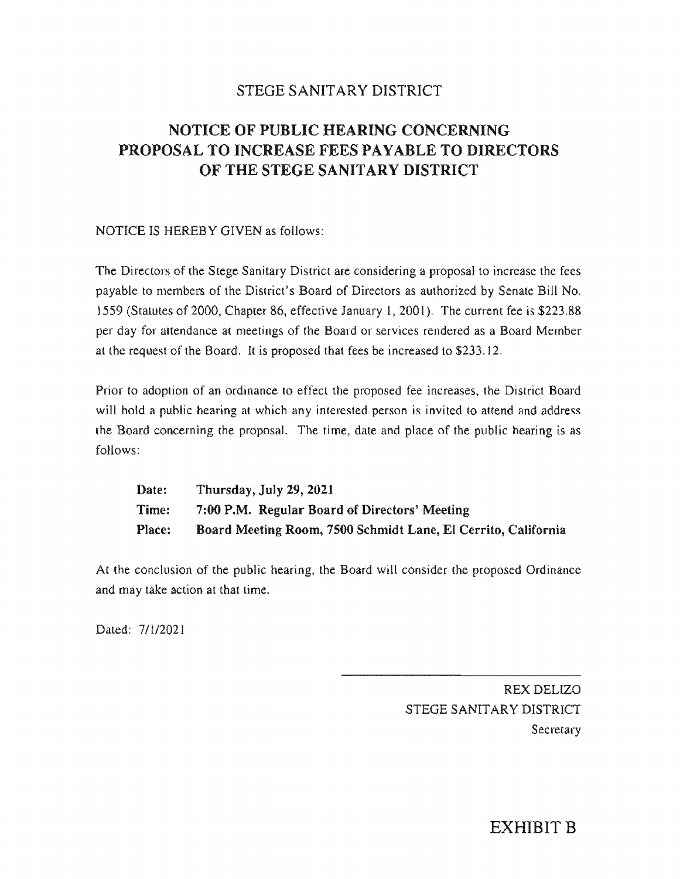STEGE SANITARY DISTRICT

# NOTICE OF PUBLIC HEARING CONCERNING PROPOSAL TO INCREASE FEES PAYABLE TO DIRECTORS OF THE STEGE SANITARY DISTRICT

NOTICE IS HEREBY GIVEN as follows:

The Directors of the Stege Sanitary District are considering a proposal to increase the fees payable to members of the District's Board of Directors as authorized by Senate Bill No. 1559 (Statutes of 2000, Chapter 86, effective January 1, 2001). The current fee is $223.88 per day for attendance at meetings of the Board or services rendered as a Board Member at the request of the Board. It is proposed that fees be increased to $233.12.

Prior to adoption of an ordinance to effect the proposed fee increases, the District Board will hold a public hearing at which any interested person is invited to attend and address the Board concerning the proposal. The time, date and place of the public hearing is as follows:

**Date:** **Thursday, July 29, 2021**
**Time:** **7:00 P.M. Regular Board of Directors' Meeting**
**Place:** **Board Meeting Room, 7500 Schmidt Lane, El Cerrito, California**

At the conclusion of the public hearing, the Board will consider the proposed Ordinance and may take action at that time.

Dated: 7/1/2021

REX DELIZO
STEGE SANITARY DISTRICT
Secretary

EXHIBIT B